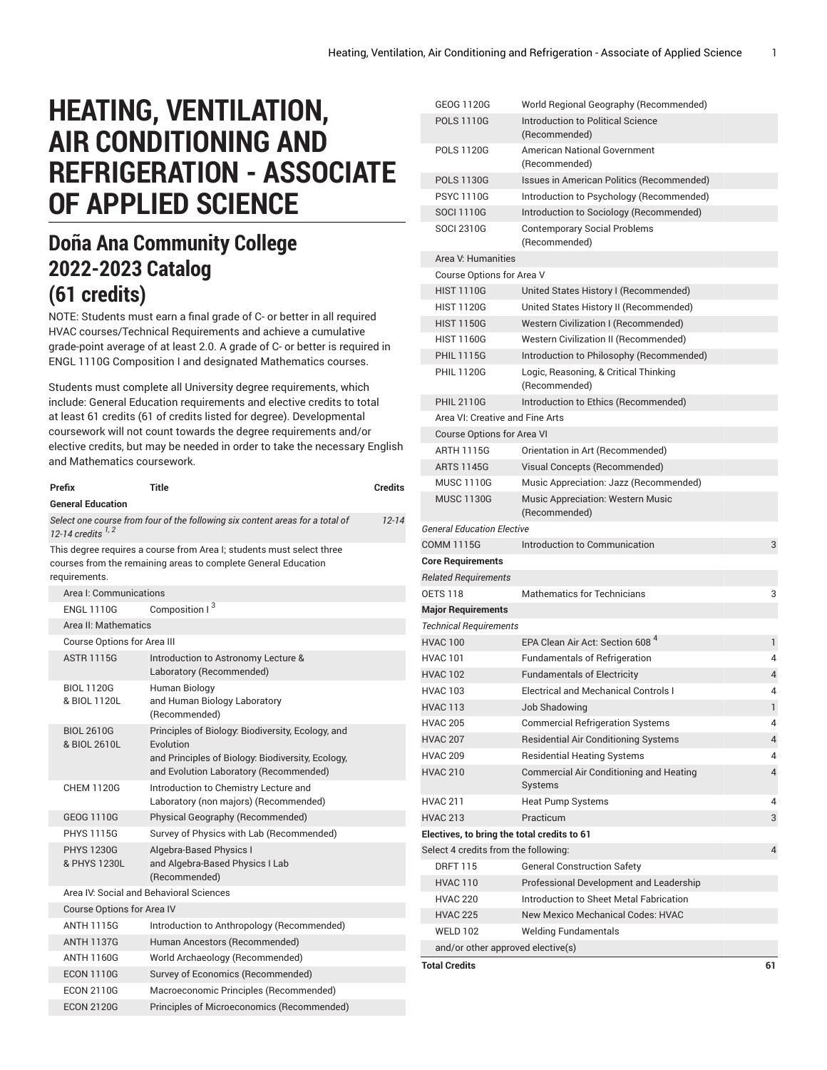# HEATING, VENTILATION, AIR CONDITIONING AND REFRIGERATION - ASSOCIATE OF APPLIED SCIENCE

## Doña Ana Community College 2022-2023 Catalog (61 credits)

NOTE: Students must earn a final grade of C- or better in all required HVAC courses/Technical Requirements and achieve a cumulative grade-point average of at least 2.0. A grade of C- or better is required in ENGL 1110G Composition I and designated Mathematics courses.

Students must complete all University degree requirements, which include: General Education requirements and elective credits to total at least 61 credits (61 of credits listed for degree). Developmental coursework will not count towards the degree requirements and/or elective credits, but may be needed in order to take the necessary English and Mathematics coursework.

| Prefix | Title | Credits |
|---|---|---|
| **General Education** | | |
| *Select one course from four of the following six content areas for a total of 12-14 credits* [1, 2] | | *12-14* |
| This degree requires a course from Area I; students must select three courses from the remaining areas to complete General Education requirements. | | |
| Area I: Communications | | |
| ENGL 1110G | Composition I [3] | |
| Area II: Mathematics | | |
| Course Options for Area III | | |
| ASTR 1115G | Introduction to Astronomy Lecture & Laboratory (Recommended) | |
| BIOL 1120G & BIOL 1120L | Human Biology and Human Biology Laboratory (Recommended) | |
| BIOL 2610G & BIOL 2610L | Principles of Biology: Biodiversity, Ecology, and Evolution and Principles of Biology: Biodiversity, Ecology, and Evolution Laboratory (Recommended) | |
| CHEM 1120G | Introduction to Chemistry Lecture and Laboratory (non majors) (Recommended) | |
| GEOG 1110G | Physical Geography (Recommended) | |
| PHYS 1115G | Survey of Physics with Lab (Recommended) | |
| PHYS 1230G & PHYS 1230L | Algebra-Based Physics I and Algebra-Based Physics I Lab (Recommended) | |
| Area IV: Social and Behavioral Sciences | | |
| Course Options for Area IV | | |
| ANTH 1115G | Introduction to Anthropology (Recommended) | |
| ANTH 1137G | Human Ancestors (Recommended) | |
| ANTH 1160G | World Archaeology (Recommended) | |
| ECON 1110G | Survey of Economics (Recommended) | |
| ECON 2110G | Macroeconomic Principles (Recommended) | |
| ECON 2120G | Principles of Microeconomics (Recommended) | |
| GEOG 1120G | World Regional Geography (Recommended) | |
| POLS 1110G | Introduction to Political Science (Recommended) | |
| POLS 1120G | American National Government (Recommended) | |
| POLS 1130G | Issues in American Politics (Recommended) | |
| PSYC 1110G | Introduction to Psychology (Recommended) | |
| SOCI 1110G | Introduction to Sociology (Recommended) | |
| SOCI 2310G | Contemporary Social Problems (Recommended) | |
| Area V: Humanities | | |
| Course Options for Area V | | |
| HIST 1110G | United States History I (Recommended) | |
| HIST 1120G | United States History II (Recommended) | |
| HIST 1150G | Western Civilization I (Recommended) | |
| HIST 1160G | Western Civilization II (Recommended) | |
| PHIL 1115G | Introduction to Philosophy (Recommended) | |
| PHIL 1120G | Logic, Reasoning, & Critical Thinking (Recommended) | |
| PHIL 2110G | Introduction to Ethics (Recommended) | |
| Area VI: Creative and Fine Arts | | |
| Course Options for Area VI | | |
| ARTH 1115G | Orientation in Art (Recommended) | |
| ARTS 1145G | Visual Concepts (Recommended) | |
| MUSC 1110G | Music Appreciation: Jazz (Recommended) | |
| MUSC 1130G | Music Appreciation: Western Music (Recommended) | |
| *General Education Elective* | | |
| COMM 1115G | Introduction to Communication | 3 |
| **Core Requirements** | | |
| *Related Requirements* | | |
| OETS 118 | Mathematics for Technicians | 3 |
| **Major Requirements** | | |
| *Technical Requirements* | | |
| HVAC 100 | EPA Clean Air Act: Section 608 [4] | 1 |
| HVAC 101 | Fundamentals of Refrigeration | 4 |
| HVAC 102 | Fundamentals of Electricity | 4 |
| HVAC 103 | Electrical and Mechanical Controls I | 4 |
| HVAC 113 | Job Shadowing | 1 |
| HVAC 205 | Commercial Refrigeration Systems | 4 |
| HVAC 207 | Residential Air Conditioning Systems | 4 |
| HVAC 209 | Residential Heating Systems | 4 |
| HVAC 210 | Commercial Air Conditioning and Heating Systems | 4 |
| HVAC 211 | Heat Pump Systems | 4 |
| HVAC 213 | Practicum | 3 |
| **Electives, to bring the total credits to 61** | | |
| Select 4 credits from the following: | | 4 |
| DRFT 115 | General Construction Safety | |
| HVAC 110 | Professional Development and Leadership | |
| HVAC 220 | Introduction to Sheet Metal Fabrication | |
| HVAC 225 | New Mexico Mechanical Codes: HVAC | |
| WELD 102 | Welding Fundamentals | |
| and/or other approved elective(s) | | |
| **Total Credits** | | **61** |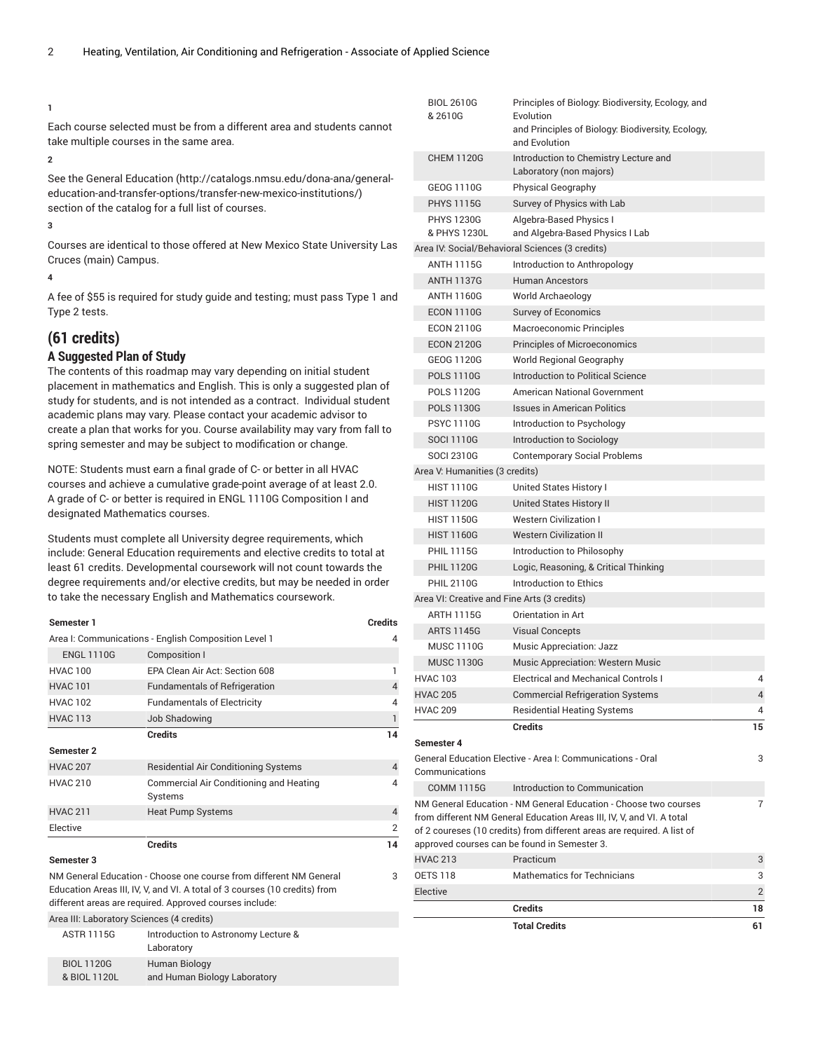1

Each course selected must be from a different area and students cannot take multiple courses in the same area.

2

See the General Education (http://catalogs.nmsu.edu/dona-ana/general-education-and-transfer-options/transfer-new-mexico-institutions/) section of the catalog for a full list of courses.

3

Courses are identical to those offered at New Mexico State University Las Cruces (main) Campus.

4

A fee of $55 is required for study guide and testing; must pass Type 1 and Type 2 tests.

## (61 credits)

### A Suggested Plan of Study

The contents of this roadmap may vary depending on initial student placement in mathematics and English. This is only a suggested plan of study for students, and is not intended as a contract. Individual student academic plans may vary. Please contact your academic advisor to create a plan that works for you. Course availability may vary from fall to spring semester and may be subject to modification or change.

NOTE: Students must earn a final grade of C- or better in all HVAC courses and achieve a cumulative grade-point average of at least 2.0. A grade of C- or better is required in ENGL 1110G Composition I and designated Mathematics courses.

Students must complete all University degree requirements, which include: General Education requirements and elective credits to total at least 61 credits. Developmental coursework will not count towards the degree requirements and/or elective credits, but may be needed in order to take the necessary English and Mathematics coursework.

| Semester 1 | | Credits |
|---|---|---|
| Area I: Communications - English Composition Level 1 | | 4 |
| ENGL 1110G | Composition I | |
| HVAC 100 | EPA Clean Air Act: Section 608 | 1 |
| HVAC 101 | Fundamentals of Refrigeration | 4 |
| HVAC 102 | Fundamentals of Electricity | 4 |
| HVAC 113 | Job Shadowing | 1 |
| | **Credits** | **14** |
| **Semester 2** | | |
| HVAC 207 | Residential Air Conditioning Systems | 4 |
| HVAC 210 | Commercial Air Conditioning and Heating Systems | 4 |
| HVAC 211 | Heat Pump Systems | 4 |
| Elective | | 2 |
| | **Credits** | **14** |
| **Semester 3** | | |
| NM General Education - Choose one course from different NM General Education Areas III, IV, V, and VI. A total of 3 courses (10 credits) from different areas are required. Approved courses include: | | 3 |
| Area III: Laboratory Sciences (4 credits) | | |
| ASTR 1115G | Introduction to Astronomy Lecture & Laboratory | |
| BIOL 1120G & BIOL 1120L | Human Biology and Human Biology Laboratory | |
| BIOL 2610G & 2610G | Principles of Biology: Biodiversity, Ecology, and Evolution and Principles of Biology: Biodiversity, Ecology, and Evolution | |
| CHEM 1120G | Introduction to Chemistry Lecture and Laboratory (non majors) | |
| GEOG 1110G | Physical Geography | |
| PHYS 1115G | Survey of Physics with Lab | |
| PHYS 1230G & PHYS 1230L | Algebra-Based Physics I and Algebra-Based Physics I Lab | |
| Area IV: Social/Behavioral Sciences (3 credits) | | |
| ANTH 1115G | Introduction to Anthropology | |
| ANTH 1137G | Human Ancestors | |
| ANTH 1160G | World Archaeology | |
| ECON 1110G | Survey of Economics | |
| ECON 2110G | Macroeconomic Principles | |
| ECON 2120G | Principles of Microeconomics | |
| GEOG 1120G | World Regional Geography | |
| POLS 1110G | Introduction to Political Science | |
| POLS 1120G | American National Government | |
| POLS 1130G | Issues in American Politics | |
| PSYC 1110G | Introduction to Psychology | |
| SOCI 1110G | Introduction to Sociology | |
| SOCI 2310G | Contemporary Social Problems | |
| Area V: Humanities (3 credits) | | |
| HIST 1110G | United States History I | |
| HIST 1120G | United States History II | |
| HIST 1150G | Western Civilization I | |
| HIST 1160G | Western Civilization II | |
| PHIL 1115G | Introduction to Philosophy | |
| PHIL 1120G | Logic, Reasoning, & Critical Thinking | |
| PHIL 2110G | Introduction to Ethics | |
| Area VI: Creative and Fine Arts (3 credits) | | |
| ARTH 1115G | Orientation in Art | |
| ARTS 1145G | Visual Concepts | |
| MUSC 1110G | Music Appreciation: Jazz | |
| MUSC 1130G | Music Appreciation: Western Music | |
| HVAC 103 | Electrical and Mechanical Controls I | 4 |
| HVAC 205 | Commercial Refrigeration Systems | 4 |
| HVAC 209 | Residential Heating Systems | 4 |
| | **Credits** | **15** |
| **Semester 4** | | |
| General Education Elective - Area I: Communications - Oral Communications | | 3 |
| COMM 1115G | Introduction to Communication | |
| NM General Education - NM General Education - Choose two courses from different NM General Education Areas III, IV, V, and VI. A total of 2 coureses (10 credits) from different areas are required. A list of approved courses can be found in Semester 3. | | 7 |
| HVAC 213 | Practicum | 3 |
| OETS 118 | Mathematics for Technicians | 3 |
| Elective | | 2 |
| | **Credits** | **18** |
| | **Total Credits** | **61** |